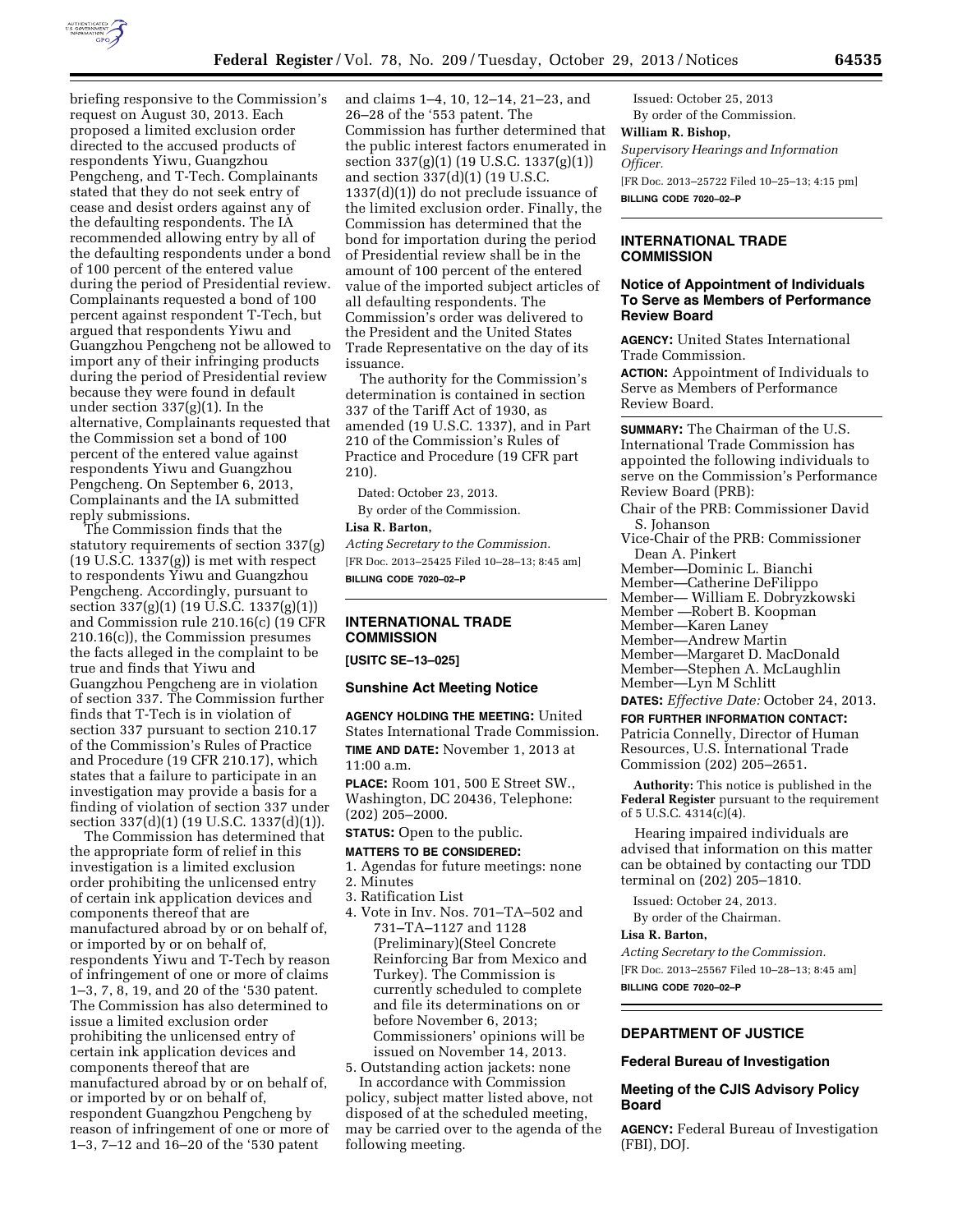briefing responsive to the Commission's request on August 30, 2013. Each proposed a limited exclusion order directed to the accused products of respondents Yiwu, Guangzhou Pengcheng, and T-Tech. Complainants stated that they do not seek entry of cease and desist orders against any of the defaulting respondents. The IA recommended allowing entry by all of the defaulting respondents under a bond of 100 percent of the entered value during the period of Presidential review. Complainants requested a bond of 100 percent against respondent T-Tech, but argued that respondents Yiwu and Guangzhou Pengcheng not be allowed to import any of their infringing products during the period of Presidential review because they were found in default under section 337(g)(1). In the alternative, Complainants requested that the Commission set a bond of 100 percent of the entered value against respondents Yiwu and Guangzhou Pengcheng. On September 6, 2013, Complainants and the IA submitted reply submissions.

The Commission finds that the statutory requirements of section 337(g) (19 U.S.C. 1337(g)) is met with respect to respondents Yiwu and Guangzhou Pengcheng. Accordingly, pursuant to section 337(g)(1) (19 U.S.C. 1337(g)(1)) and Commission rule 210.16(c) (19 CFR 210.16(c)), the Commission presumes the facts alleged in the complaint to be true and finds that Yiwu and Guangzhou Pengcheng are in violation of section 337. The Commission further finds that T-Tech is in violation of section 337 pursuant to section 210.17 of the Commission's Rules of Practice and Procedure (19 CFR 210.17), which states that a failure to participate in an investigation may provide a basis for a finding of violation of section 337 under section 337(d)(1) (19 U.S.C. 1337(d)(1)).

The Commission has determined that the appropriate form of relief in this investigation is a limited exclusion order prohibiting the unlicensed entry of certain ink application devices and components thereof that are manufactured abroad by or on behalf of, or imported by or on behalf of, respondents Yiwu and T-Tech by reason of infringement of one or more of claims 1–3, 7, 8, 19, and 20 of the '530 patent. The Commission has also determined to issue a limited exclusion order prohibiting the unlicensed entry of certain ink application devices and components thereof that are manufactured abroad by or on behalf of, or imported by or on behalf of, respondent Guangzhou Pengcheng by reason of infringement of one or more of 1–3, 7–12 and 16–20 of the '530 patent and claims 1–4, 10, 12–14, 21–23, and 26–28 of the '553 patent. The Commission has further determined that the public interest factors enumerated in section 337(g)(1) (19 U.S.C. 1337(g)(1)) and section 337(d)(1) (19 U.S.C. 1337(d)(1)) do not preclude issuance of the limited exclusion order. Finally, the Commission has determined that the bond for importation during the period of Presidential review shall be in the amount of 100 percent of the entered value of the imported subject articles of all defaulting respondents. The Commission's order was delivered to the President and the United States Trade Representative on the day of its issuance.

The authority for the Commission's determination is contained in section 337 of the Tariff Act of 1930, as amended (19 U.S.C. 1337), and in Part 210 of the Commission's Rules of Practice and Procedure (19 CFR part 210).

Dated: October 23, 2013.

By order of the Commission.

**Lisa R. Barton,**

*Acting Secretary to the Commission.*

[FR Doc. 2013–25425 Filed 10–28–13; 8:45 am]

**BILLING CODE 7020–02–P**

## INTERNATIONAL TRADE COMMISSION

**[USITC SE–13–025]**

### Sunshine Act Meeting Notice

**AGENCY HOLDING THE MEETING:** United States International Trade Commission.

**TIME AND DATE:** November 1, 2013 at 11:00 a.m.

**PLACE:** Room 101, 500 E Street SW., Washington, DC 20436, Telephone: (202) 205–2000.

**STATUS:** Open to the public.

**MATTERS TO BE CONSIDERED:**

1. Agendas for future meetings: none
2. Minutes
3. Ratification List
4. Vote in Inv. Nos. 701–TA–502 and 731–TA–1127 and 1128 (Preliminary)(Steel Concrete Reinforcing Bar from Mexico and Turkey). The Commission is currently scheduled to complete and file its determinations on or before November 6, 2013; Commissioners' opinions will be issued on November 14, 2013.
5. Outstanding action jackets: none

In accordance with Commission policy, subject matter listed above, not disposed of at the scheduled meeting, may be carried over to the agenda of the following meeting.

Issued: October 25, 2013

By order of the Commission.

**William R. Bishop,**

*Supervisory Hearings and Information Officer.*

[FR Doc. 2013–25722 Filed 10–25–13; 4:15 pm]

**BILLING CODE 7020–02–P**

## INTERNATIONAL TRADE COMMISSION

### Notice of Appointment of Individuals To Serve as Members of Performance Review Board

**AGENCY:** United States International Trade Commission.

**ACTION:** Appointment of Individuals to Serve as Members of Performance Review Board.

**SUMMARY:** The Chairman of the U.S. International Trade Commission has appointed the following individuals to serve on the Commission's Performance Review Board (PRB):

Chair of the PRB: Commissioner David S. Johanson
Vice-Chair of the PRB: Commissioner Dean A. Pinkert
Member—Dominic L. Bianchi
Member—Catherine DeFilippo
Member— William E. Dobryzkowski
Member —Robert B. Koopman
Member—Karen Laney
Member—Andrew Martin
Member—Margaret D. MacDonald
Member—Stephen A. McLaughlin
Member—Lyn M Schlitt

**DATES:** *Effective Date:* October 24, 2013.

**FOR FURTHER INFORMATION CONTACT:** Patricia Connelly, Director of Human Resources, U.S. International Trade Commission (202) 205–2651.

**Authority:** This notice is published in the **Federal Register** pursuant to the requirement of 5 U.S.C. 4314(c)(4).

Hearing impaired individuals are advised that information on this matter can be obtained by contacting our TDD terminal on (202) 205–1810.

Issued: October 24, 2013.

By order of the Chairman.

**Lisa R. Barton,**

*Acting Secretary to the Commission.*

[FR Doc. 2013–25567 Filed 10–28–13; 8:45 am]

**BILLING CODE 7020–02–P**

## DEPARTMENT OF JUSTICE

### Federal Bureau of Investigation

### Meeting of the CJIS Advisory Policy Board

**AGENCY:** Federal Bureau of Investigation (FBI), DOJ.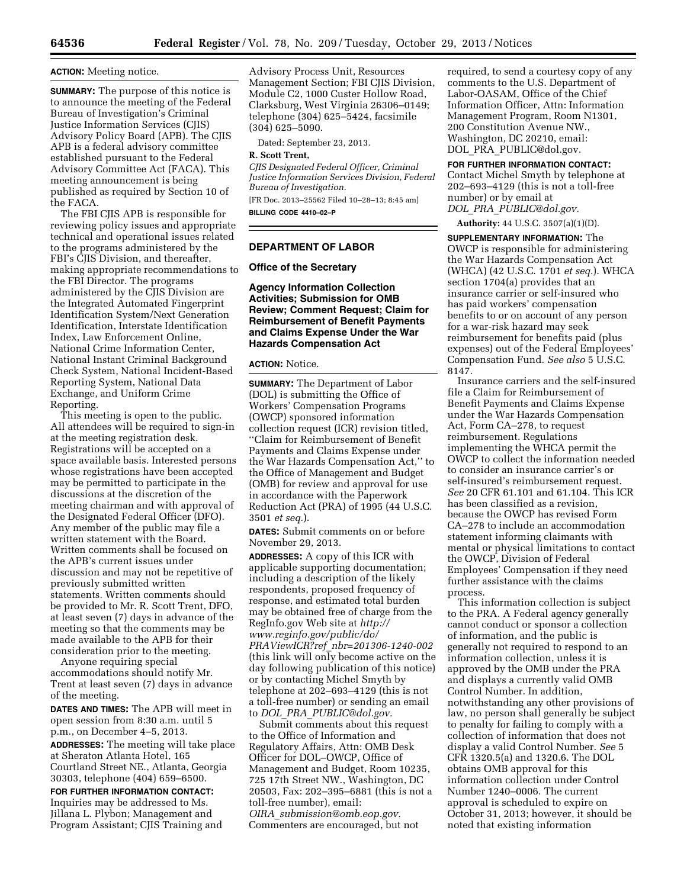**ACTION:** Meeting notice.

**SUMMARY:** The purpose of this notice is to announce the meeting of the Federal Bureau of Investigation's Criminal Justice Information Services (CJIS) Advisory Policy Board (APB). The CJIS APB is a federal advisory committee established pursuant to the Federal Advisory Committee Act (FACA). This meeting announcement is being published as required by Section 10 of the FACA.

The FBI CJIS APB is responsible for reviewing policy issues and appropriate technical and operational issues related to the programs administered by the FBI's CJIS Division, and thereafter, making appropriate recommendations to the FBI Director. The programs administered by the CJIS Division are the Integrated Automated Fingerprint Identification System/Next Generation Identification, Interstate Identification Index, Law Enforcement Online, National Crime Information Center, National Instant Criminal Background Check System, National Incident-Based Reporting System, National Data Exchange, and Uniform Crime Reporting.

This meeting is open to the public. All attendees will be required to sign-in at the meeting registration desk. Registrations will be accepted on a space available basis. Interested persons whose registrations have been accepted may be permitted to participate in the discussions at the discretion of the meeting chairman and with approval of the Designated Federal Officer (DFO). Any member of the public may file a written statement with the Board. Written comments shall be focused on the APB's current issues under discussion and may not be repetitive of previously submitted written statements. Written comments should be provided to Mr. R. Scott Trent, DFO, at least seven (7) days in advance of the meeting so that the comments may be made available to the APB for their consideration prior to the meeting.

Anyone requiring special accommodations should notify Mr. Trent at least seven (7) days in advance of the meeting.

**DATES AND TIMES:** The APB will meet in open session from 8:30 a.m. until 5 p.m., on December 4–5, 2013.

**ADDRESSES:** The meeting will take place at Sheraton Atlanta Hotel, 165 Courtland Street NE., Atlanta, Georgia 30303, telephone (404) 659–6500.

**FOR FURTHER INFORMATION CONTACT:** Inquiries may be addressed to Ms. Jillana L. Plybon; Management and Program Assistant; CJIS Training and Advisory Process Unit, Resources Management Section; FBI CJIS Division, Module C2, 1000 Custer Hollow Road, Clarksburg, West Virginia 26306–0149; telephone (304) 625–5424, facsimile (304) 625–5090.

Dated: September 23, 2013.

**R. Scott Trent,**

*CJIS Designated Federal Officer, Criminal Justice Information Services Division, Federal Bureau of Investigation.*

[FR Doc. 2013–25562 Filed 10–28–13; 8:45 am]

**BILLING CODE 4410–02–P**

## DEPARTMENT OF LABOR

### Office of the Secretary

### Agency Information Collection Activities; Submission for OMB Review; Comment Request; Claim for Reimbursement of Benefit Payments and Claims Expense Under the War Hazards Compensation Act

**ACTION:** Notice.

**SUMMARY:** The Department of Labor (DOL) is submitting the Office of Workers' Compensation Programs (OWCP) sponsored information collection request (ICR) revision titled, ''Claim for Reimbursement of Benefit Payments and Claims Expense under the War Hazards Compensation Act,'' to the Office of Management and Budget (OMB) for review and approval for use in accordance with the Paperwork Reduction Act (PRA) of 1995 (44 U.S.C. 3501 *et seq.*).

**DATES:** Submit comments on or before November 29, 2013.

**ADDRESSES:** A copy of this ICR with applicable supporting documentation; including a description of the likely respondents, proposed frequency of response, and estimated total burden may be obtained free of charge from the RegInfo.gov Web site at *http://www.reginfo.gov/public/do/PRAViewICR?ref_nbr=201306-1240-002* (this link will only become active on the day following publication of this notice) or by contacting Michel Smyth by telephone at 202–693–4129 (this is not a toll-free number) or sending an email to *DOL_PRA_PUBLIC@dol.gov.*

Submit comments about this request to the Office of Information and Regulatory Affairs, Attn: OMB Desk Officer for DOL–OWCP, Office of Management and Budget, Room 10235, 725 17th Street NW., Washington, DC 20503, Fax: 202–395–6881 (this is not a toll-free number), email: *OIRA_submission@omb.eop.gov.* Commenters are encouraged, but not required, to send a courtesy copy of any comments to the U.S. Department of Labor-OASAM, Office of the Chief Information Officer, Attn: Information Management Program, Room N1301, 200 Constitution Avenue NW., Washington, DC 20210, email: DOL_PRA_PUBLIC@dol.gov.

**FOR FURTHER INFORMATION CONTACT:** Contact Michel Smyth by telephone at 202–693–4129 (this is not a toll-free number) or by email at *DOL_PRA_PUBLIC@dol.gov.*

**Authority:** 44 U.S.C. 3507(a)(1)(D).

**SUPPLEMENTARY INFORMATION:** The OWCP is responsible for administering the War Hazards Compensation Act (WHCA) (42 U.S.C. 1701 *et seq.*). WHCA section 1704(a) provides that an insurance carrier or self-insured who has paid workers' compensation benefits to or on account of any person for a war-risk hazard may seek reimbursement for benefits paid (plus expenses) out of the Federal Employees' Compensation Fund. *See also* 5 U.S.C. 8147.

Insurance carriers and the self-insured file a Claim for Reimbursement of Benefit Payments and Claims Expense under the War Hazards Compensation Act, Form CA–278, to request reimbursement. Regulations implementing the WHCA permit the OWCP to collect the information needed to consider an insurance carrier's or self-insured's reimbursement request. *See* 20 CFR 61.101 and 61.104. This ICR has been classified as a revision, because the OWCP has revised Form CA–278 to include an accommodation statement informing claimants with mental or physical limitations to contact the OWCP, Division of Federal Employees' Compensation if they need further assistance with the claims process.

This information collection is subject to the PRA. A Federal agency generally cannot conduct or sponsor a collection of information, and the public is generally not required to respond to an information collection, unless it is approved by the OMB under the PRA and displays a currently valid OMB Control Number. In addition, notwithstanding any other provisions of law, no person shall generally be subject to penalty for failing to comply with a collection of information that does not display a valid Control Number. *See* 5 CFR 1320.5(a) and 1320.6. The DOL obtains OMB approval for this information collection under Control Number 1240–0006. The current approval is scheduled to expire on October 31, 2013; however, it should be noted that existing information